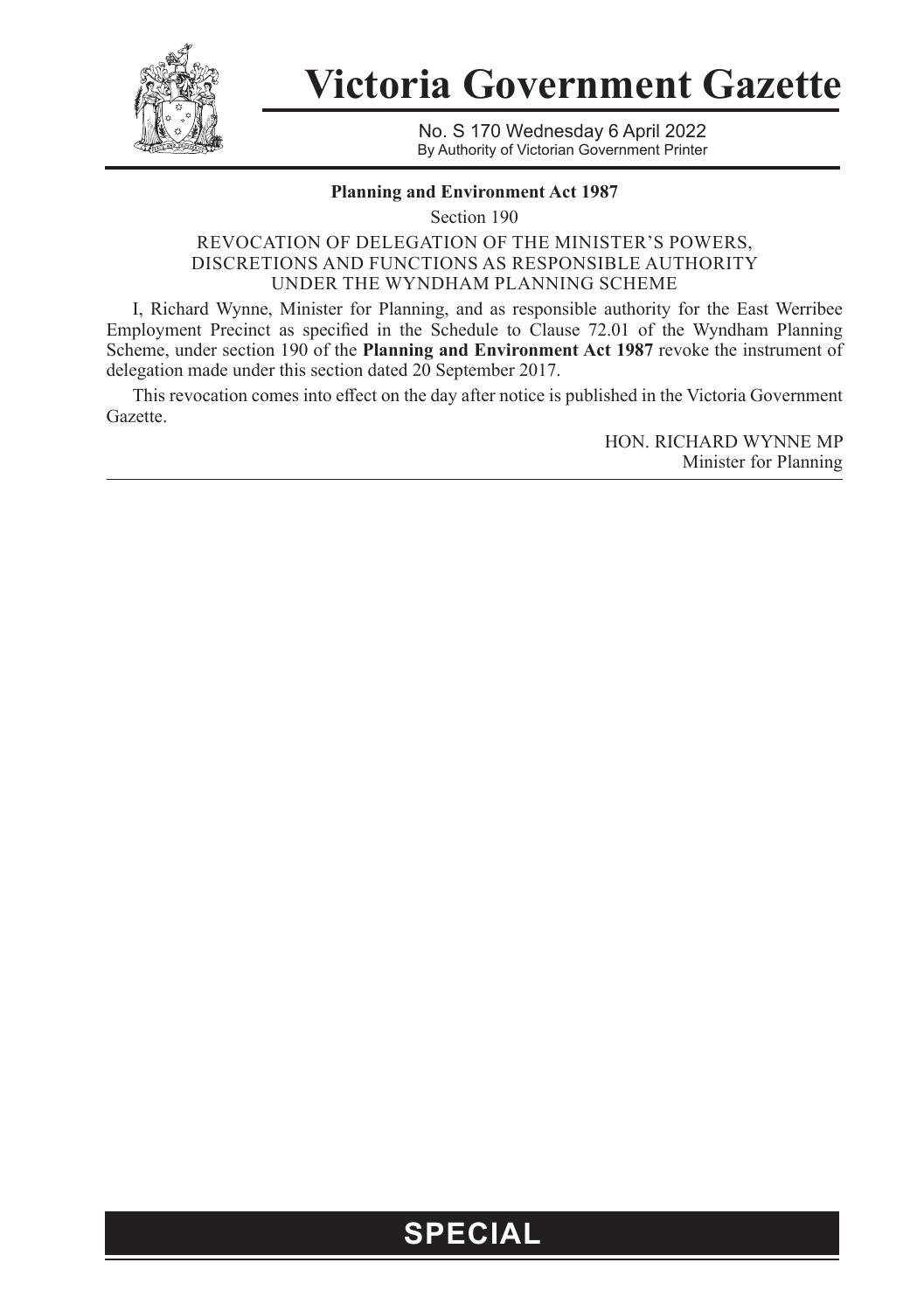# Victoria Government Gazette

No. S 170 Wednesday 6 April 2022
By Authority of Victorian Government Printer

**Planning and Environment Act 1987**

Section 190

REVOCATION OF DELEGATION OF THE MINISTER'S POWERS, DISCRETIONS AND FUNCTIONS AS RESPONSIBLE AUTHORITY UNDER THE WYNDHAM PLANNING SCHEME

I, Richard Wynne, Minister for Planning, and as responsible authority for the East Werribee Employment Precinct as specified in the Schedule to Clause 72.01 of the Wyndham Planning Scheme, under section 190 of the **Planning and Environment Act 1987** revoke the instrument of delegation made under this section dated 20 September 2017.

This revocation comes into effect on the day after notice is published in the Victoria Government Gazette.

HON. RICHARD WYNNE MP
Minister for Planning

**SPECIAL**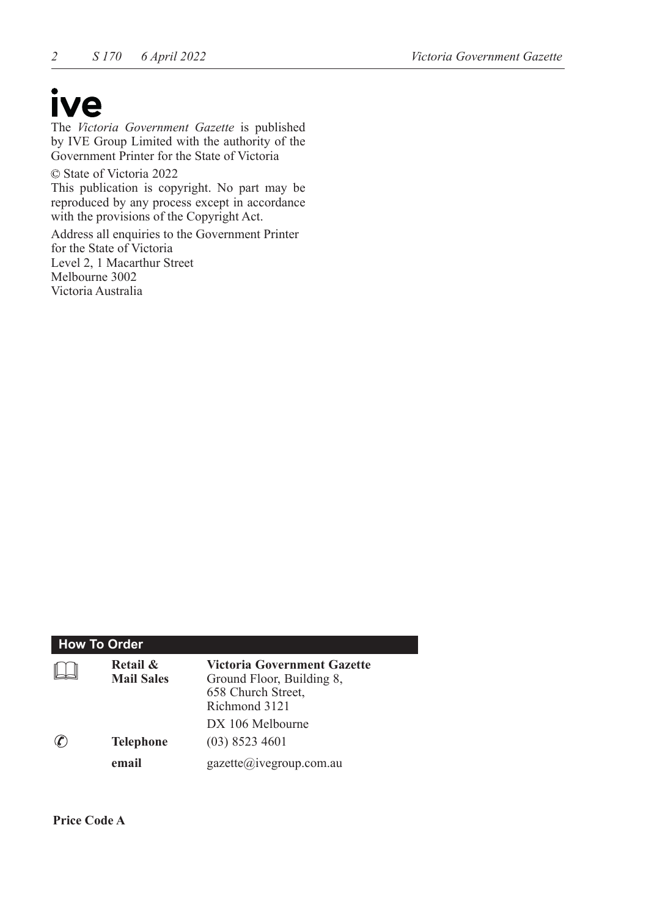**ive**

The *Victoria Government Gazette* is published by IVE Group Limited with the authority of the Government Printer for the State of Victoria

© State of Victoria 2022

This publication is copyright. No part may be reproduced by any process except in accordance with the provisions of the Copyright Act.

Address all enquiries to the Government Printer for the State of Victoria
Level 2, 1 Macarthur Street
Melbourne 3002
Victoria Australia

**How To Order**

| | | |
|---|---|---|
| | **Retail & Mail Sales** | **Victoria Government Gazette** Ground Floor, Building 8, 658 Church Street, Richmond 3121 |
| | | DX 106 Melbourne |
| | **Telephone** | (03) 8523 4601 |
| | **email** | gazette@ivegroup.com.au |

**Price Code A**